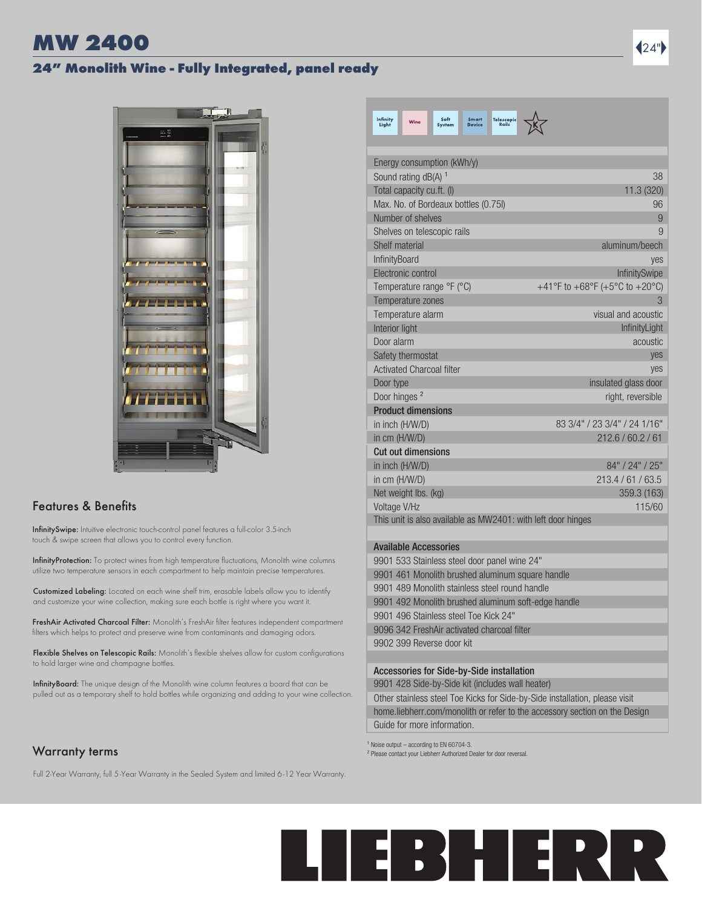# MW 2400

## 24" Monolith Wine - Fully Integrated, panel ready

| Infinity Light | Wine | Soft System | Smart Device | Telescopic Rails |
|---|---|---|---|---|

| | |
|---|---|
| Energy consumption (kWh/y) | |
| Sound rating dB(A) [1] | 38 |
| Total capacity cu.ft. (l) | 11.3 (320) |
| Max. No. of Bordeaux bottles (0.75l) | 96 |
| Number of shelves | 9 |
| Shelves on telescopic rails | 9 |
| Shelf material | aluminum/beech |
| InfinityBoard | yes |
| Electronic control | InfinitySwipe |
| Temperature range °F (°C) | +41°F to +68°F (+5°C to +20°C) |
| Temperature zones | 3 |
| Temperature alarm | visual and acoustic |
| Interior light | InfinityLight |
| Door alarm | acoustic |
| Safety thermostat | yes |
| Activated Charcoal filter | yes |
| Door type | insulated glass door |
| Door hinges [2] | right, reversible |
| **Product dimensions** | |
| in inch (H/W/D) | 83 3/4" / 23 3/4" / 24 1/16" |
| in cm (H/W/D) | 212.6 / 60.2 / 61 |
| **Cut out dimensions** | |
| in inch (H/W/D) | 84" / 24" / 25" |
| in cm (H/W/D) | 213.4 / 61 / 63.5 |
| Net weight lbs. (kg) | 359.3 (163) |
| Voltage V/Hz | 115/60 |

This unit is also available as MW2401: with left door hinges

**Available Accessories**

- 9901 533 Stainless steel door panel wine 24"
- 9901 461 Monolith brushed aluminum square handle
- 9901 489 Monolith stainless steel round handle
- 9901 492 Monolith brushed aluminum soft-edge handle
- 9901 496 Stainless steel Toe Kick 24"
- 9096 342 FreshAir activated charcoal filter
- 9902 399 Reverse door kit

**Accessories for Side-by-Side installation**

- 9901 428 Side-by-Side kit (includes wall heater)

Other stainless steel Toe Kicks for Side-by-Side installation, please visit home.liebherr.com/monolith or refer to the accessory section on the Design Guide for more information.

[1] Noise output – according to EN 60704-3.
[2] Please contact your Liebherr Authorized Dealer for door reversal.

## Features & Benefits

**InfinitySwipe:** Intuitive electronic touch-control panel features a full-color 3.5-inch touch & swipe screen that allows you to control every function.

**InfinityProtection:** To protect wines from high temperature fluctuations, Monolith wine columns utilize two temperature sensors in each compartment to help maintain precise temperatures.

**Customized Labeling:** Located on each wine shelf trim, erasable labels allow you to identify and customize your wine collection, making sure each bottle is right where you want it.

**FreshAir Activated Charcoal Filter:** Monolith's FreshAir filter features independent compartment filters which helps to protect and preserve wine from contaminants and damaging odors.

**Flexible Shelves on Telescopic Rails:** Monolith's flexible shelves allow for custom configurations to hold larger wine and champagne bottles.

**InfinityBoard:** The unique design of the Monolith wine column features a board that can be pulled out as a temporary shelf to hold bottles while organizing and adding to your wine collection.

## Warranty terms

Full 2-Year Warranty, full 5-Year Warranty in the Sealed System and limited 6-12 Year Warranty.

LIEBHERR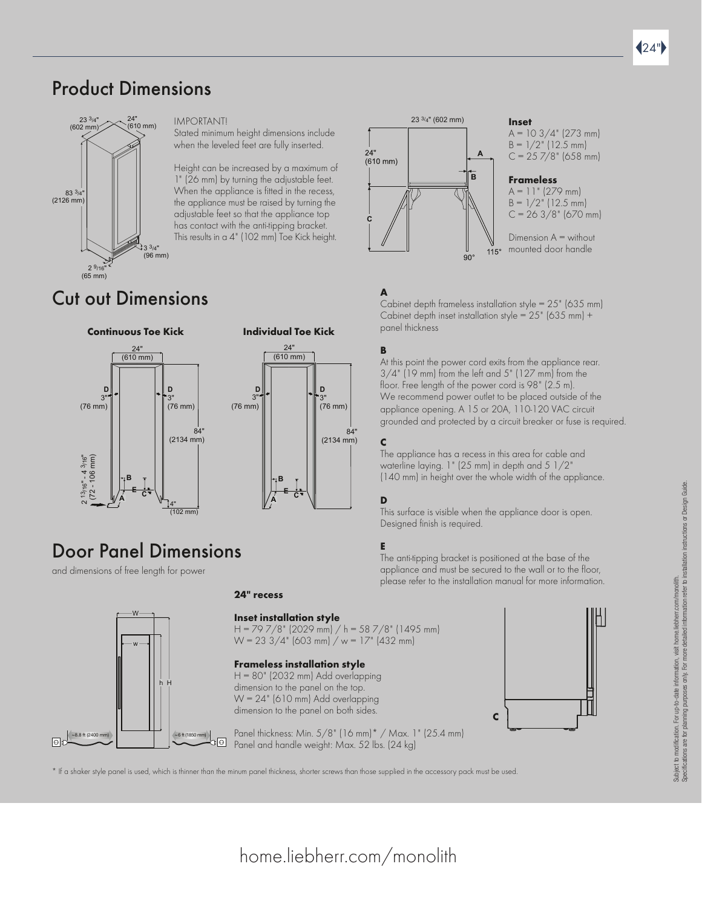# Product Dimensions

23 3/4" (602 mm)
24" (610 mm)
83 3/4" (2126 mm)
3 3/4" (96 mm)
2 9/16" (65 mm)

IMPORTANT!
Stated minimum height dimensions include when the leveled feet are fully inserted.

Height can be increased by a maximum of 1" (26 mm) by turning the adjustable feet. When the appliance is fitted in the recess, the appliance must be raised by turning the adjustable feet so that the appliance top has contact with the anti-tipping bracket. This results in a 4" (102 mm) Toe Kick height.

23 3/4" (602 mm)
24" (610 mm)
A
B
C
90°
115°

**Inset**
A = 10 3/4" (273 mm)
B = 1/2" (12.5 mm)
C = 25 7/8" (658 mm)

**Frameless**
A = 11" (279 mm)
B = 1/2" (12.5 mm)
C = 26 3/8" (670 mm)

Dimension A = without mounted door handle

# Cut out Dimensions

**Continuous Toe Kick**

24" (610 mm)
D 3" (76 mm)
D 3" (76 mm)
84" (2134 mm)
2 13/16" - 4 3/16" (72 - 106 mm)
B
E
C
A
4" (102 mm)

**Individual Toe Kick**

24" (610 mm)
D 3" (76 mm)
D 3" (76 mm)
84" (2134 mm)
B
E
C
A

**A**
Cabinet depth frameless installation style = 25" (635 mm)
Cabinet depth inset installation style = 25" (635 mm) + panel thickness

**B**
At this point the power cord exits from the appliance rear. 3/4" (19 mm) from the left and 5" (127 mm) from the floor. Free length of the power cord is 98" (2.5 m). We recommend power outlet to be placed outside of the appliance opening. A 15 or 20A, 110-120 VAC circuit grounded and protected by a circuit breaker or fuse is required.

**C**
The appliance has a recess in this area for cable and waterline laying. 1" (25 mm) in depth and 5 1/2" (140 mm) in height over the whole width of the appliance.

**D**
This surface is visible when the appliance door is open. Designed finish is required.

**E**
The anti-tipping bracket is positioned at the base of the appliance and must be secured to the wall or to the floor, please refer to the installation manual for more information.

# Door Panel Dimensions

and dimensions of free length for power

W
w
h
H
~8.8 ft (2400 mm)
~6 ft (1850 mm)

**24" recess**

**Inset installation style**
H = 79 7/8" (2029 mm) / h = 58 7/8" (1495 mm)
W = 23 3/4" (603 mm) / w = 17" (432 mm)

**Frameless installation style**
H = 80" (2032 mm) Add overlapping dimension to the panel on the top.
W = 24" (610 mm) Add overlapping dimension to the panel on both sides.

Panel thickness: Min. 5/8" (16 mm)* / Max. 1" (25.4 mm)
Panel and handle weight: Max. 52 lbs. (24 kg)

C

* If a shaker style panel is used, which is thinner than the minum panel thickness, shorter screws than those supplied in the accessory pack must be used.

Subject to modification. For up-to-date information, visit home.liebherr.com/monolith.
Specifications are for planning purposes only. For more detailed information refer to installation instructions or Design Guide.

home.liebherr.com/monolith